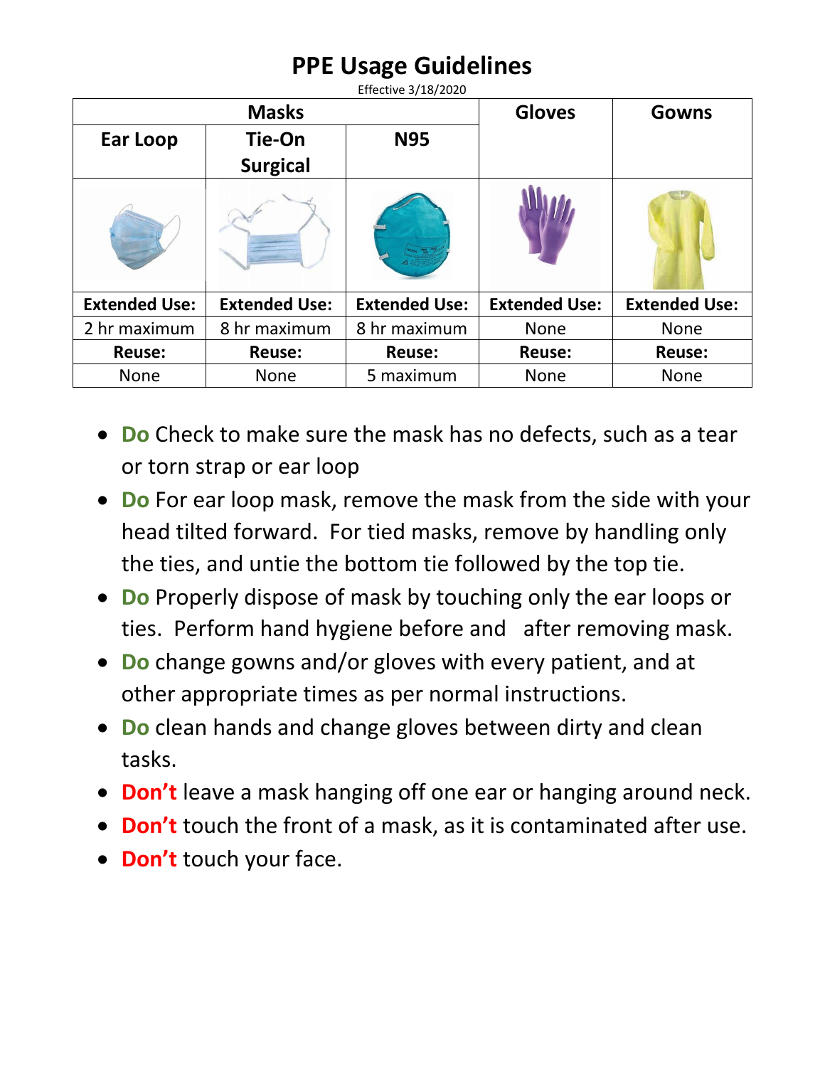# PPE Usage Guidelines

Effective 3/18/2020

| Masks | | | Gloves | Gowns |
|---|---|---|---|---|
| Ear Loop | Tie-On Surgical | N95 | | |
| Extended Use: | Extended Use: | Extended Use: | Extended Use: | Extended Use: |
| 2 hr maximum | 8 hr maximum | 8 hr maximum | None | None |
| Reuse: | Reuse: | Reuse: | Reuse: | Reuse: |
| None | None | 5 maximum | None | None |

- **Do** Check to make sure the mask has no defects, such as a tear or torn strap or ear loop
- **Do** For ear loop mask, remove the mask from the side with your head tilted forward. For tied masks, remove by handling only the ties, and untie the bottom tie followed by the top tie.
- **Do** Properly dispose of mask by touching only the ear loops or ties. Perform hand hygiene before and after removing mask.
- **Do** change gowns and/or gloves with every patient, and at other appropriate times as per normal instructions.
- **Do** clean hands and change gloves between dirty and clean tasks.
- **Don't** leave a mask hanging off one ear or hanging around neck.
- **Don't** touch the front of a mask, as it is contaminated after use.
- **Don't** touch your face.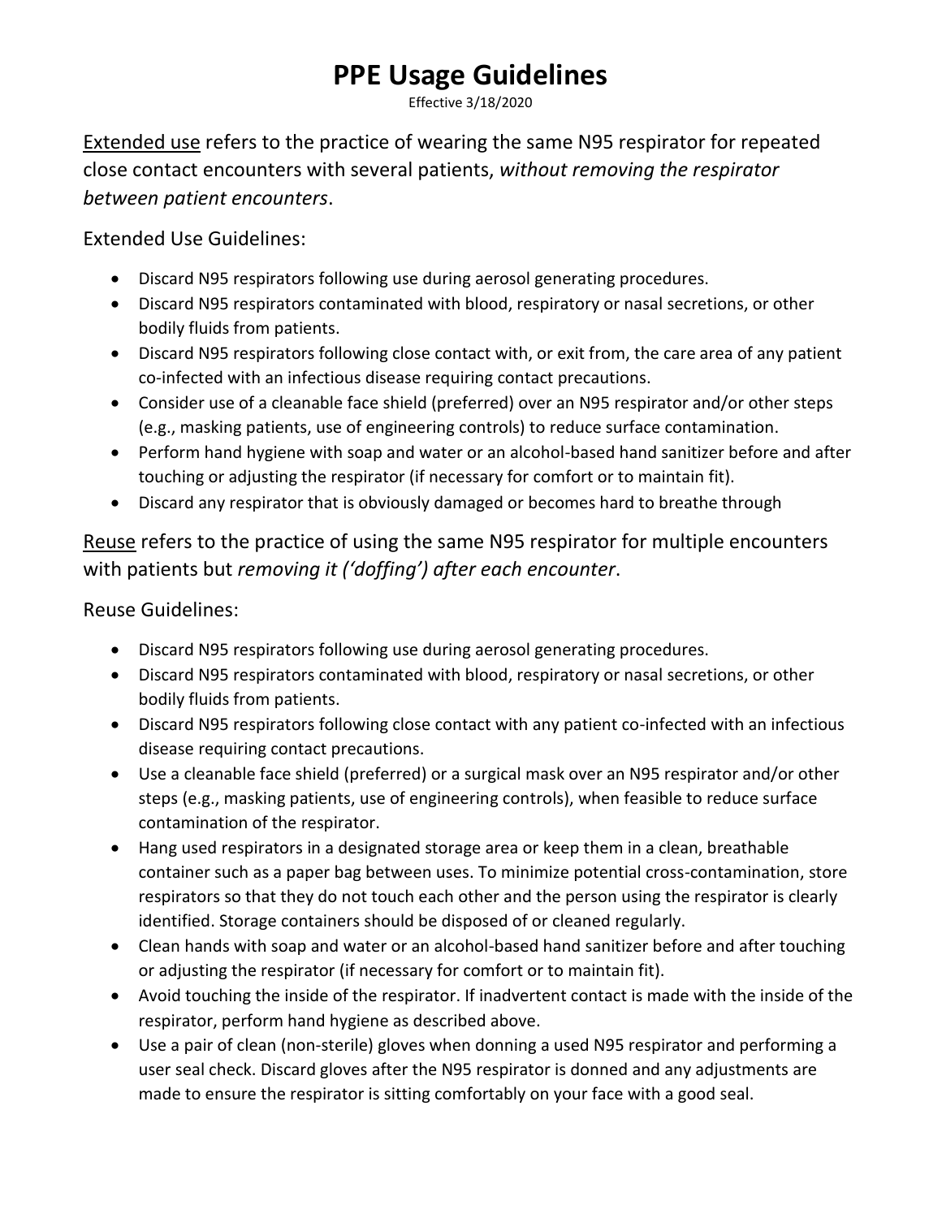# PPE Usage Guidelines

Effective 3/18/2020

Extended use refers to the practice of wearing the same N95 respirator for repeated close contact encounters with several patients, *without removing the respirator between patient encounters*.

Extended Use Guidelines:

- Discard N95 respirators following use during aerosol generating procedures.
- Discard N95 respirators contaminated with blood, respiratory or nasal secretions, or other bodily fluids from patients.
- Discard N95 respirators following close contact with, or exit from, the care area of any patient co-infected with an infectious disease requiring contact precautions.
- Consider use of a cleanable face shield (preferred) over an N95 respirator and/or other steps (e.g., masking patients, use of engineering controls) to reduce surface contamination.
- Perform hand hygiene with soap and water or an alcohol-based hand sanitizer before and after touching or adjusting the respirator (if necessary for comfort or to maintain fit).
- Discard any respirator that is obviously damaged or becomes hard to breathe through

Reuse refers to the practice of using the same N95 respirator for multiple encounters with patients but *removing it ('doffing') after each encounter*.

Reuse Guidelines:

- Discard N95 respirators following use during aerosol generating procedures.
- Discard N95 respirators contaminated with blood, respiratory or nasal secretions, or other bodily fluids from patients.
- Discard N95 respirators following close contact with any patient co-infected with an infectious disease requiring contact precautions.
- Use a cleanable face shield (preferred) or a surgical mask over an N95 respirator and/or other steps (e.g., masking patients, use of engineering controls), when feasible to reduce surface contamination of the respirator.
- Hang used respirators in a designated storage area or keep them in a clean, breathable container such as a paper bag between uses. To minimize potential cross-contamination, store respirators so that they do not touch each other and the person using the respirator is clearly identified. Storage containers should be disposed of or cleaned regularly.
- Clean hands with soap and water or an alcohol-based hand sanitizer before and after touching or adjusting the respirator (if necessary for comfort or to maintain fit).
- Avoid touching the inside of the respirator. If inadvertent contact is made with the inside of the respirator, perform hand hygiene as described above.
- Use a pair of clean (non-sterile) gloves when donning a used N95 respirator and performing a user seal check. Discard gloves after the N95 respirator is donned and any adjustments are made to ensure the respirator is sitting comfortably on your face with a good seal.